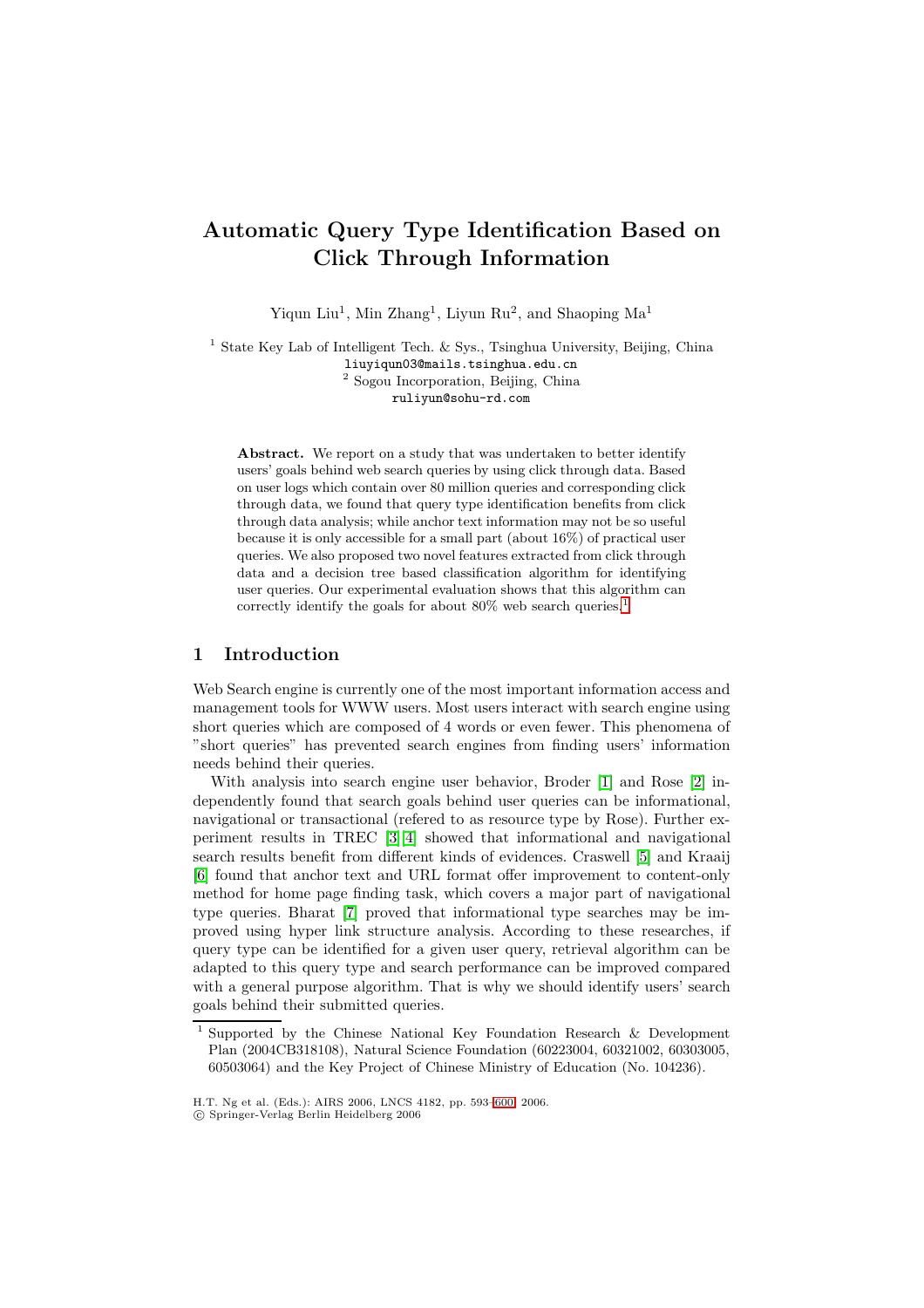# Automatic Query Type Identification Based on Click Through Information

Yiqun Liu[1], Min Zhang[1], Liyun Ru[2], and Shaoping Ma[1]

[1] State Key Lab of Intelligent Tech. & Sys., Tsinghua University, Beijing, China
liuyiqun03@mails.tsinghua.edu.cn
[2] Sogou Incorporation, Beijing, China
ruliyun@sohu-rd.com

**Abstract.** We report on a study that was undertaken to better identify users' goals behind web search queries by using click through data. Based on user logs which contain over 80 million queries and corresponding click through data, we found that query type identification benefits from click through data analysis; while anchor text information may not be so useful because it is only accessible for a small part (about 16%) of practical user queries. We also proposed two novel features extracted from click through data and a decision tree based classification algorithm for identifying user queries. Our experimental evaluation shows that this algorithm can correctly identify the goals for about 80% web search queries.[1]

## 1 Introduction

Web Search engine is currently one of the most important information access and management tools for WWW users. Most users interact with search engine using short queries which are composed of 4 words or even fewer. This phenomena of "short queries" has prevented search engines from finding users' information needs behind their queries.

With analysis into search engine user behavior, Broder [1] and Rose [2] independently found that search goals behind user queries can be informational, navigational or transactional (refered to as resource type by Rose). Further experiment results in TREC [3][4] showed that informational and navigational search results benefit from different kinds of evidences. Craswell [5] and Kraaij [6] found that anchor text and URL format offer improvement to content-only method for home page finding task, which covers a major part of navigational type queries. Bharat [7] proved that informational type searches may be improved using hyper link structure analysis. According to these researches, if query type can be identified for a given user query, retrieval algorithm can be adapted to this query type and search performance can be improved compared with a general purpose algorithm. That is why we should identify users' search goals behind their submitted queries.

[1] Supported by the Chinese National Key Foundation Research & Development Plan (2004CB318108), Natural Science Foundation (60223004, 60321002, 60303005, 60503064) and the Key Project of Chinese Ministry of Education (No. 104236).

H.T. Ng et al. (Eds.): AIRS 2006, LNCS 4182, pp. 593–600, 2006.
© Springer-Verlag Berlin Heidelberg 2006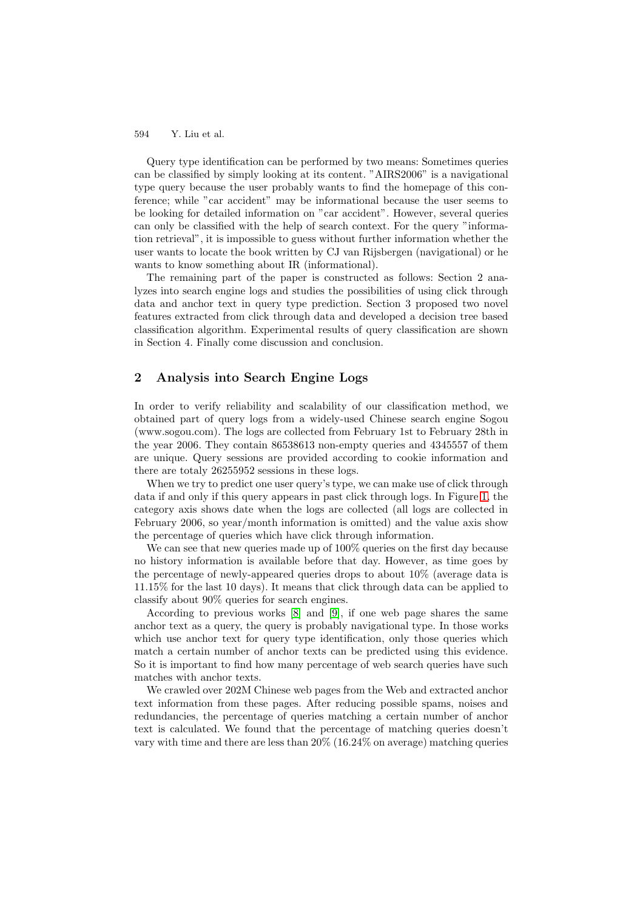Query type identification can be performed by two means: Sometimes queries can be classified by simply looking at its content. "AIRS2006" is a navigational type query because the user probably wants to find the homepage of this conference; while "car accident" may be informational because the user seems to be looking for detailed information on "car accident". However, several queries can only be classified with the help of search context. For the query "information retrieval", it is impossible to guess without further information whether the user wants to locate the book written by CJ van Rijsbergen (navigational) or he wants to know something about IR (informational).

The remaining part of the paper is constructed as follows: Section 2 analyzes into search engine logs and studies the possibilities of using click through data and anchor text in query type prediction. Section 3 proposed two novel features extracted from click through data and developed a decision tree based classification algorithm. Experimental results of query classification are shown in Section 4. Finally come discussion and conclusion.

## 2 Analysis into Search Engine Logs

In order to verify reliability and scalability of our classification method, we obtained part of query logs from a widely-used Chinese search engine Sogou (www.sogou.com). The logs are collected from February 1st to February 28th in the year 2006. They contain 86538613 non-empty queries and 4345557 of them are unique. Query sessions are provided according to cookie information and there are totaly 26255952 sessions in these logs.

When we try to predict one user query's type, we can make use of click through data if and only if this query appears in past click through logs. In Figure 1, the category axis shows date when the logs are collected (all logs are collected in February 2006, so year/month information is omitted) and the value axis show the percentage of queries which have click through information.

We can see that new queries made up of 100% queries on the first day because no history information is available before that day. However, as time goes by the percentage of newly-appeared queries drops to about 10% (average data is 11.15% for the last 10 days). It means that click through data can be applied to classify about 90% queries for search engines.

According to previous works [8] and [9], if one web page shares the same anchor text as a query, the query is probably navigational type. In those works which use anchor text for query type identification, only those queries which match a certain number of anchor texts can be predicted using this evidence. So it is important to find how many percentage of web search queries have such matches with anchor texts.

We crawled over 202M Chinese web pages from the Web and extracted anchor text information from these pages. After reducing possible spams, noises and redundancies, the percentage of queries matching a certain number of anchor text is calculated. We found that the percentage of matching queries doesn't vary with time and there are less than 20% (16.24% on average) matching queries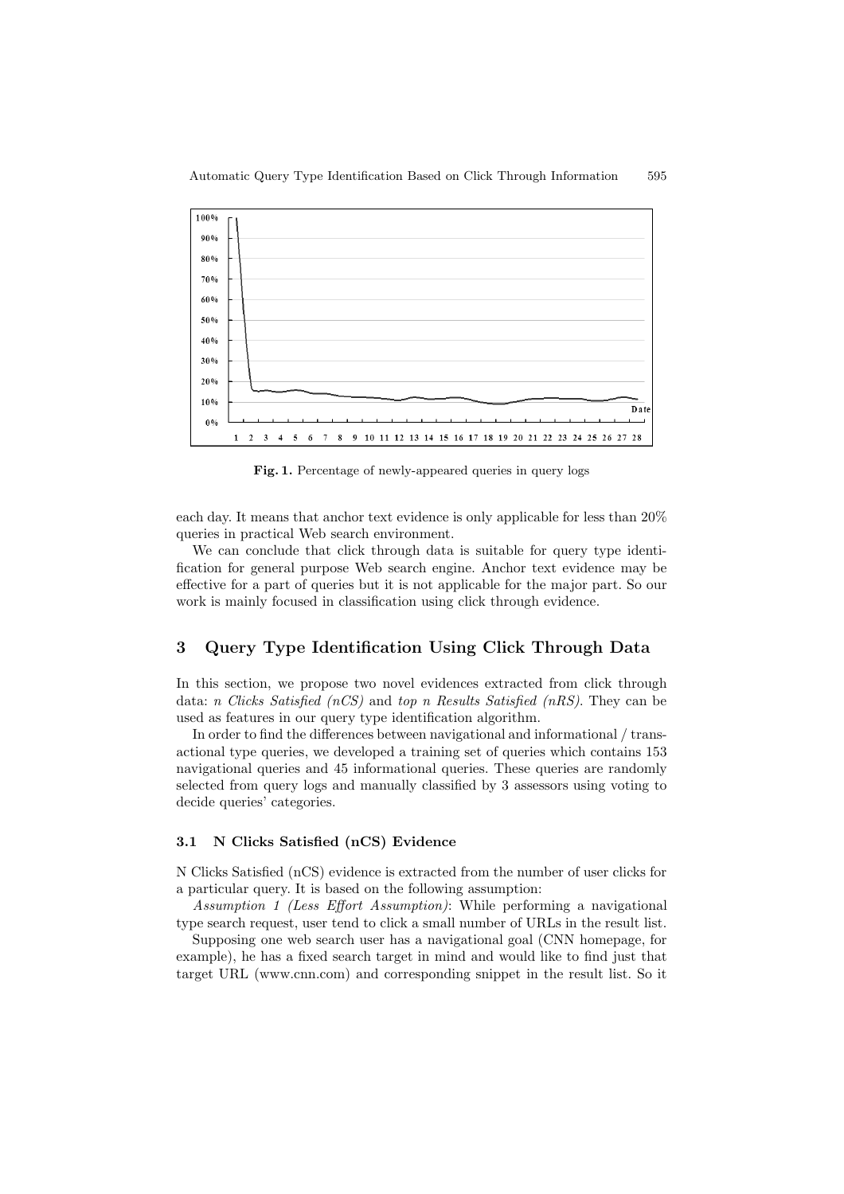**Fig. 1.** Percentage of newly-appeared queries in query logs

each day. It means that anchor text evidence is only applicable for less than 20% queries in practical Web search environment.

We can conclude that click through data is suitable for query type identification for general purpose Web search engine. Anchor text evidence may be effective for a part of queries but it is not applicable for the major part. So our work is mainly focused in classification using click through evidence.

## 3 Query Type Identification Using Click Through Data

In this section, we propose two novel evidences extracted from click through data: *n Clicks Satisfied (nCS)* and *top n Results Satisfied (nRS)*. They can be used as features in our query type identification algorithm.

In order to find the differences between navigational and informational / transactional type queries, we developed a training set of queries which contains 153 navigational queries and 45 informational queries. These queries are randomly selected from query logs and manually classified by 3 assessors using voting to decide queries' categories.

### 3.1 N Clicks Satisfied (nCS) Evidence

N Clicks Satisfied (nCS) evidence is extracted from the number of user clicks for a particular query. It is based on the following assumption:

*Assumption 1 (Less Effort Assumption)*: While performing a navigational type search request, user tend to click a small number of URLs in the result list.

Supposing one web search user has a navigational goal (CNN homepage, for example), he has a fixed search target in mind and would like to find just that target URL (www.cnn.com) and corresponding snippet in the result list. So it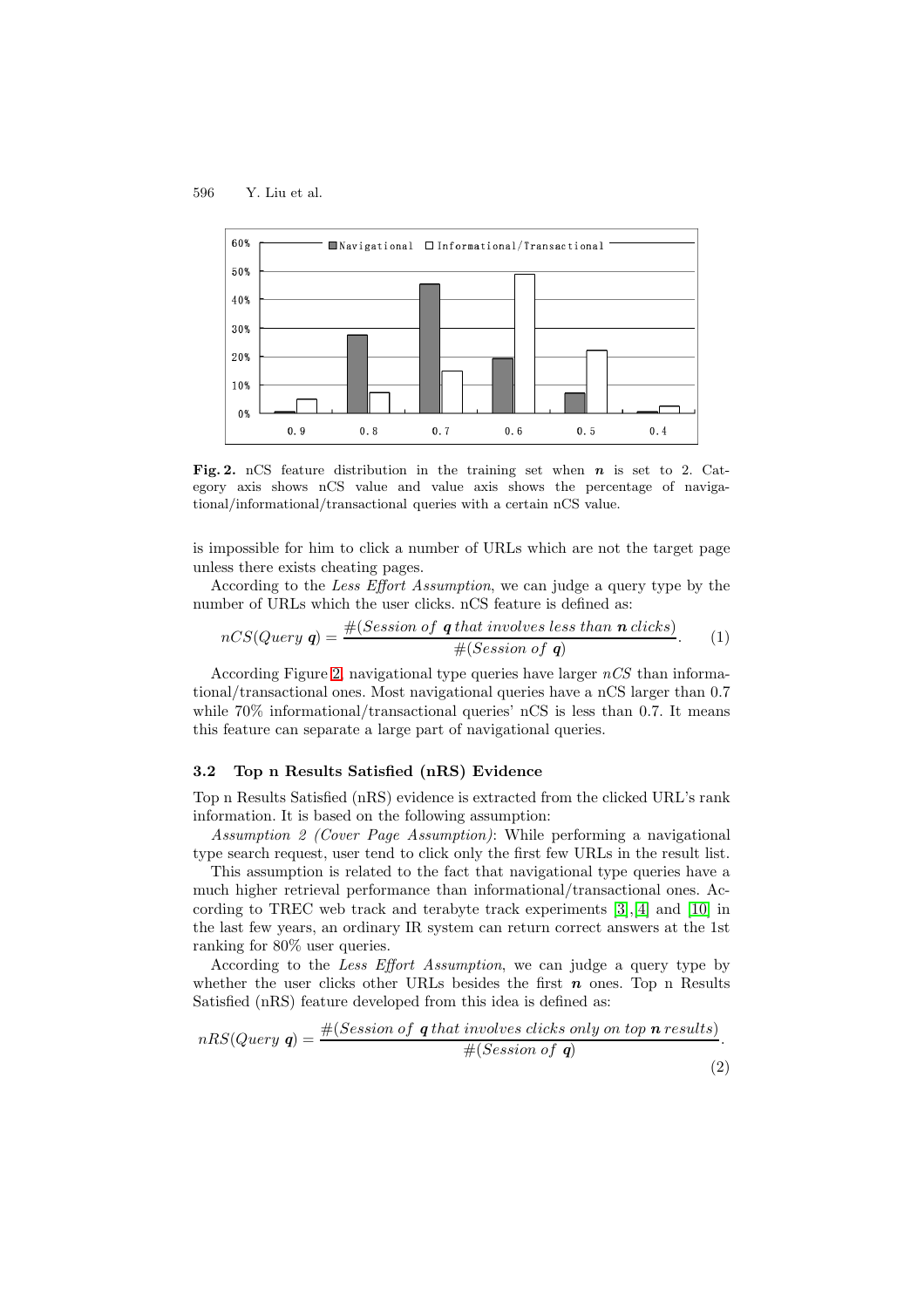**Fig. 2.** nCS feature distribution in the training set when $\boldsymbol{n}$ is set to 2. Category axis shows nCS value and value axis shows the percentage of navigational/informational/transactional queries with a certain nCS value.

is impossible for him to click a number of URLs which are not the target page unless there exists cheating pages.

According to the *Less Effort Assumption*, we can judge a query type by the number of URLs which the user clicks. nCS feature is defined as:

$$nCS(Query\ \boldsymbol{q}) = \frac{\#(Session\ of\ \boldsymbol{q}\ that\ involves\ less\ than\ \boldsymbol{n}\ clicks)}{\#(Session\ of\ \boldsymbol{q})}. \quad (1)$$

According Figure 2, navigational type queries have larger $nCS$ than informational/transactional ones. Most navigational queries have a nCS larger than 0.7 while 70% informational/transactional queries' nCS is less than 0.7. It means this feature can separate a large part of navigational queries.

### 3.2 Top n Results Satisfied (nRS) Evidence

Top n Results Satisfied (nRS) evidence is extracted from the clicked URL's rank information. It is based on the following assumption:

*Assumption 2 (Cover Page Assumption)*: While performing a navigational type search request, user tend to click only the first few URLs in the result list.

This assumption is related to the fact that navigational type queries have a much higher retrieval performance than informational/transactional ones. According to TREC web track and terabyte track experiments [3], [4] and [10] in the last few years, an ordinary IR system can return correct answers at the 1st ranking for 80% user queries.

According to the *Less Effort Assumption*, we can judge a query type by whether the user clicks other URLs besides the first $\boldsymbol{n}$ ones. Top n Results Satisfied (nRS) feature developed from this idea is defined as:

$$nRS(Query\ \boldsymbol{q}) = \frac{\#(Session\ of\ \boldsymbol{q}\ that\ involves\ clicks\ only\ on\ top\ \boldsymbol{n}\ results)}{\#(Session\ of\ \boldsymbol{q})}. \quad (2)$$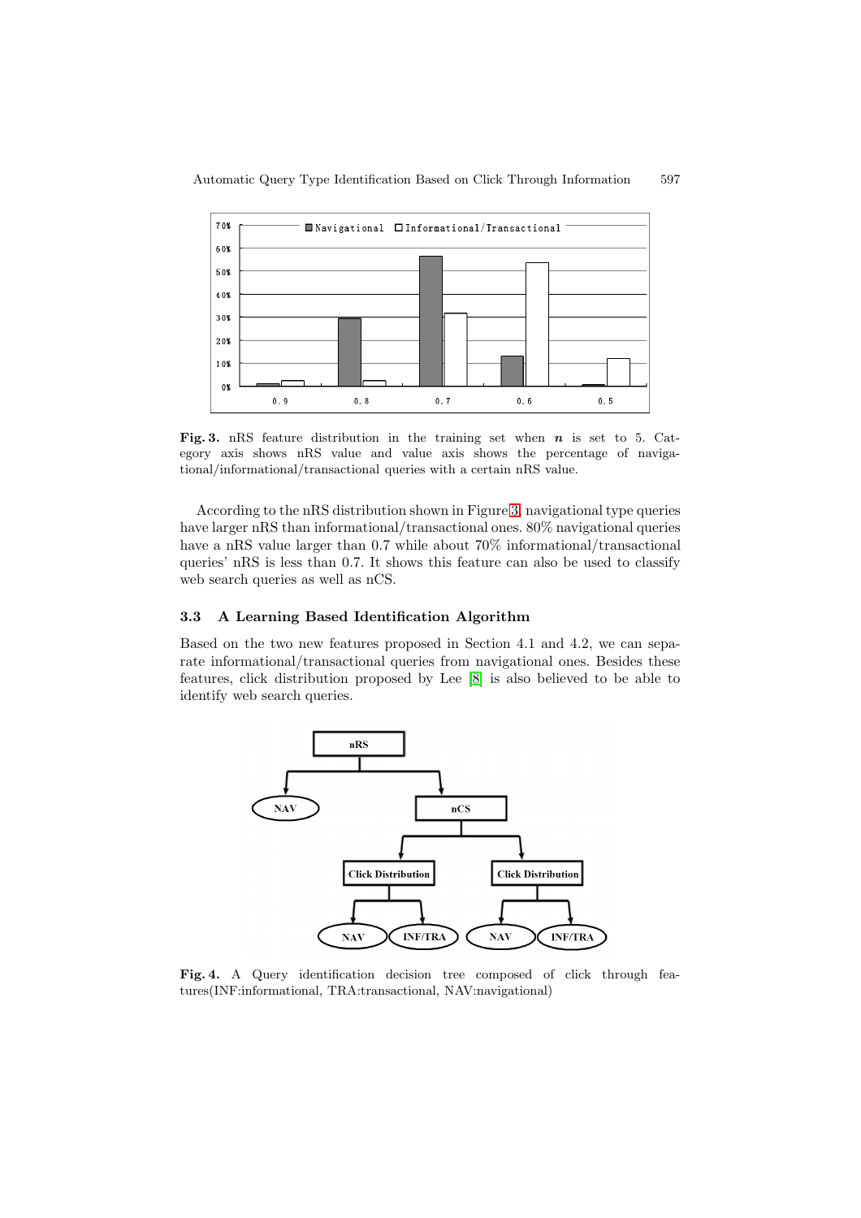**Fig. 3.** nRS feature distribution in the training set when $n$ is set to 5. Category axis shows nRS value and value axis shows the percentage of navigational/informational/transactional queries with a certain nRS value.

According to the nRS distribution shown in Figure 3, navigational type queries have larger nRS than informational/transactional ones. 80% navigational queries have a nRS value larger than 0.7 while about 70% informational/transactional queries' nRS is less than 0.7. It shows this feature can also be used to classify web search queries as well as nCS.

### 3.3 A Learning Based Identification Algorithm

Based on the two new features proposed in Section 4.1 and 4.2, we can separate informational/transactional queries from navigational ones. Besides these features, click distribution proposed by Lee [8] is also believed to be able to identify web search queries.

**Fig. 4.** A Query identification decision tree composed of click through features(INF:informational, TRA:transactional, NAV:navigational)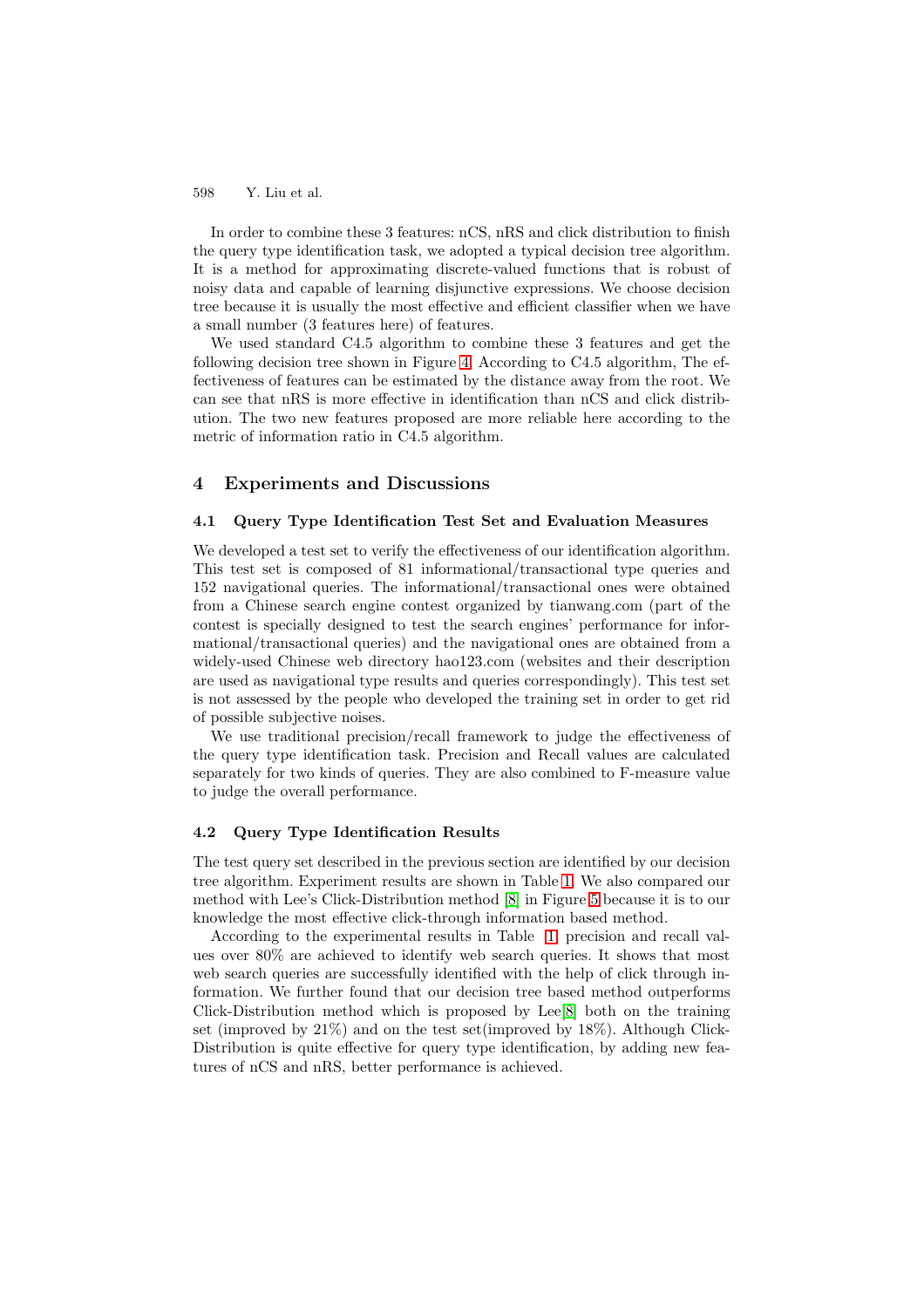In order to combine these 3 features: nCS, nRS and click distribution to finish the query type identification task, we adopted a typical decision tree algorithm. It is a method for approximating discrete-valued functions that is robust of noisy data and capable of learning disjunctive expressions. We choose decision tree because it is usually the most effective and efficient classifier when we have a small number (3 features here) of features.

We used standard C4.5 algorithm to combine these 3 features and get the following decision tree shown in Figure 4. According to C4.5 algorithm, The effectiveness of features can be estimated by the distance away from the root. We can see that nRS is more effective in identification than nCS and click distribution. The two new features proposed are more reliable here according to the metric of information ratio in C4.5 algorithm.

## 4 Experiments and Discussions

### 4.1 Query Type Identification Test Set and Evaluation Measures

We developed a test set to verify the effectiveness of our identification algorithm. This test set is composed of 81 informational/transactional type queries and 152 navigational queries. The informational/transactional ones were obtained from a Chinese search engine contest organized by tianwang.com (part of the contest is specially designed to test the search engines' performance for informational/transactional queries) and the navigational ones are obtained from a widely-used Chinese web directory hao123.com (websites and their description are used as navigational type results and queries correspondingly). This test set is not assessed by the people who developed the training set in order to get rid of possible subjective noises.

We use traditional precision/recall framework to judge the effectiveness of the query type identification task. Precision and Recall values are calculated separately for two kinds of queries. They are also combined to F-measure value to judge the overall performance.

### 4.2 Query Type Identification Results

The test query set described in the previous section are identified by our decision tree algorithm. Experiment results are shown in Table 1. We also compared our method with Lee's Click-Distribution method [8] in Figure 5 because it is to our knowledge the most effective click-through information based method.

According to the experimental results in Table 1, precision and recall values over 80% are achieved to identify web search queries. It shows that most web search queries are successfully identified with the help of click through information. We further found that our decision tree based method outperforms Click-Distribution method which is proposed by Lee[8] both on the training set (improved by 21%) and on the test set(improved by 18%). Although Click-Distribution is quite effective for query type identification, by adding new features of nCS and nRS, better performance is achieved.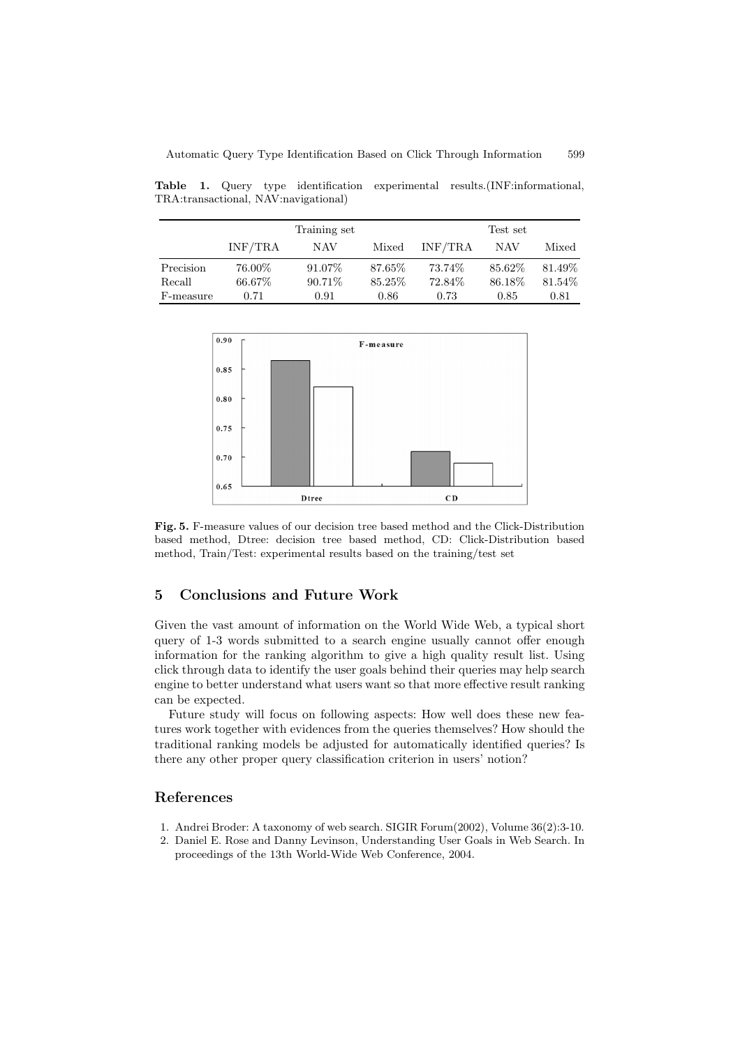**Table 1.** Query type identification experimental results.(INF:informational, TRA:transactional, NAV:navigational)

| | Training set | | | Test set | | |
|---|---|---|---|---|---|---|
| | INF/TRA | NAV | Mixed | INF/TRA | NAV | Mixed |
| Precision | 76.00% | 91.07% | 87.65% | 73.74% | 85.62% | 81.49% |
| Recall | 66.67% | 90.71% | 85.25% | 72.84% | 86.18% | 81.54% |
| F-measure | 0.71 | 0.91 | 0.86 | 0.73 | 0.85 | 0.81 |

**Fig. 5.** F-measure values of our decision tree based method and the Click-Distribution based method, Dtree: decision tree based method, CD: Click-Distribution based method, Train/Test: experimental results based on the training/test set

## 5 Conclusions and Future Work

Given the vast amount of information on the World Wide Web, a typical short query of 1-3 words submitted to a search engine usually cannot offer enough information for the ranking algorithm to give a high quality result list. Using click through data to identify the user goals behind their queries may help search engine to better understand what users want so that more effective result ranking can be expected.

Future study will focus on following aspects: How well does these new features work together with evidences from the queries themselves? How should the traditional ranking models be adjusted for automatically identified queries? Is there any other proper query classification criterion in users' notion?

## References

1. Andrei Broder: A taxonomy of web search. SIGIR Forum(2002), Volume 36(2):3-10.
2. Daniel E. Rose and Danny Levinson, Understanding User Goals in Web Search. In proceedings of the 13th World-Wide Web Conference, 2004.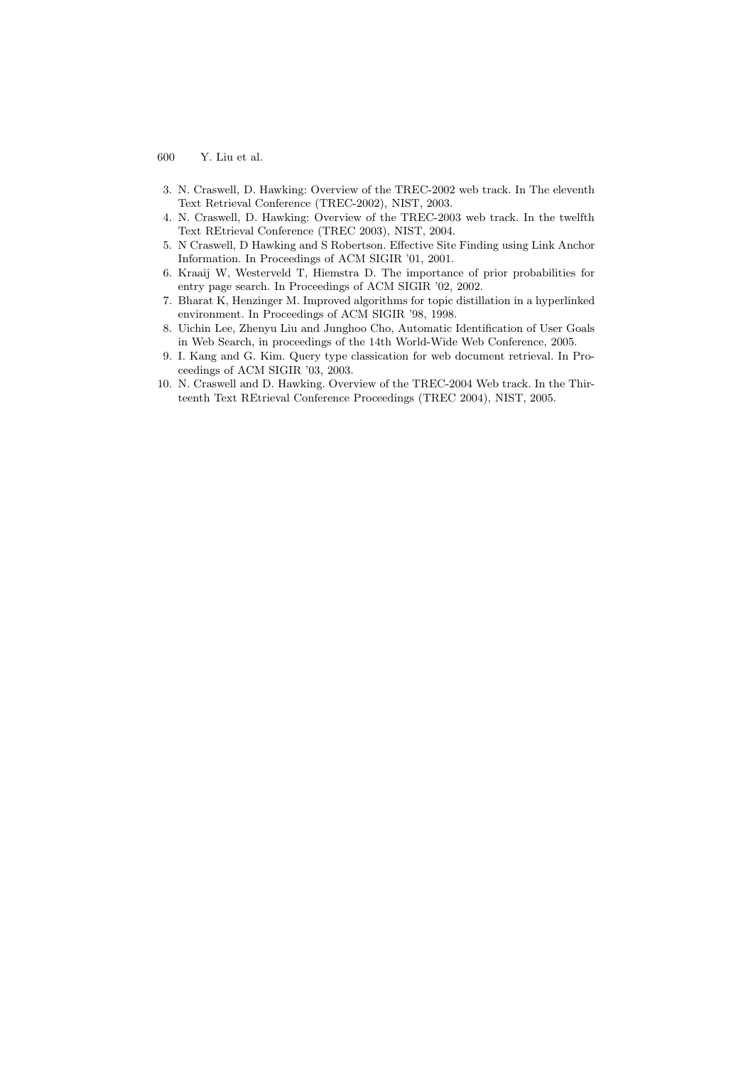3. N. Craswell, D. Hawking: Overview of the TREC-2002 web track. In The eleventh Text Retrieval Conference (TREC-2002), NIST, 2003.
4. N. Craswell, D. Hawking: Overview of the TREC-2003 web track. In the twelfth Text REtrieval Conference (TREC 2003), NIST, 2004.
5. N Craswell, D Hawking and S Robertson. Effective Site Finding using Link Anchor Information. In Proceedings of ACM SIGIR '01, 2001.
6. Kraaij W, Westerveld T, Hiemstra D. The importance of prior probabilities for entry page search. In Proceedings of ACM SIGIR '02, 2002.
7. Bharat K, Henzinger M. Improved algorithms for topic distillation in a hyperlinked environment. In Proceedings of ACM SIGIR '98, 1998.
8. Uichin Lee, Zhenyu Liu and Junghoo Cho, Automatic Identification of User Goals in Web Search, in proceedings of the 14th World-Wide Web Conference, 2005.
9. I. Kang and G. Kim. Query type classication for web document retrieval. In Proceedings of ACM SIGIR '03, 2003.
10. N. Craswell and D. Hawking. Overview of the TREC-2004 Web track. In the Thirteenth Text REtrieval Conference Proceedings (TREC 2004), NIST, 2005.